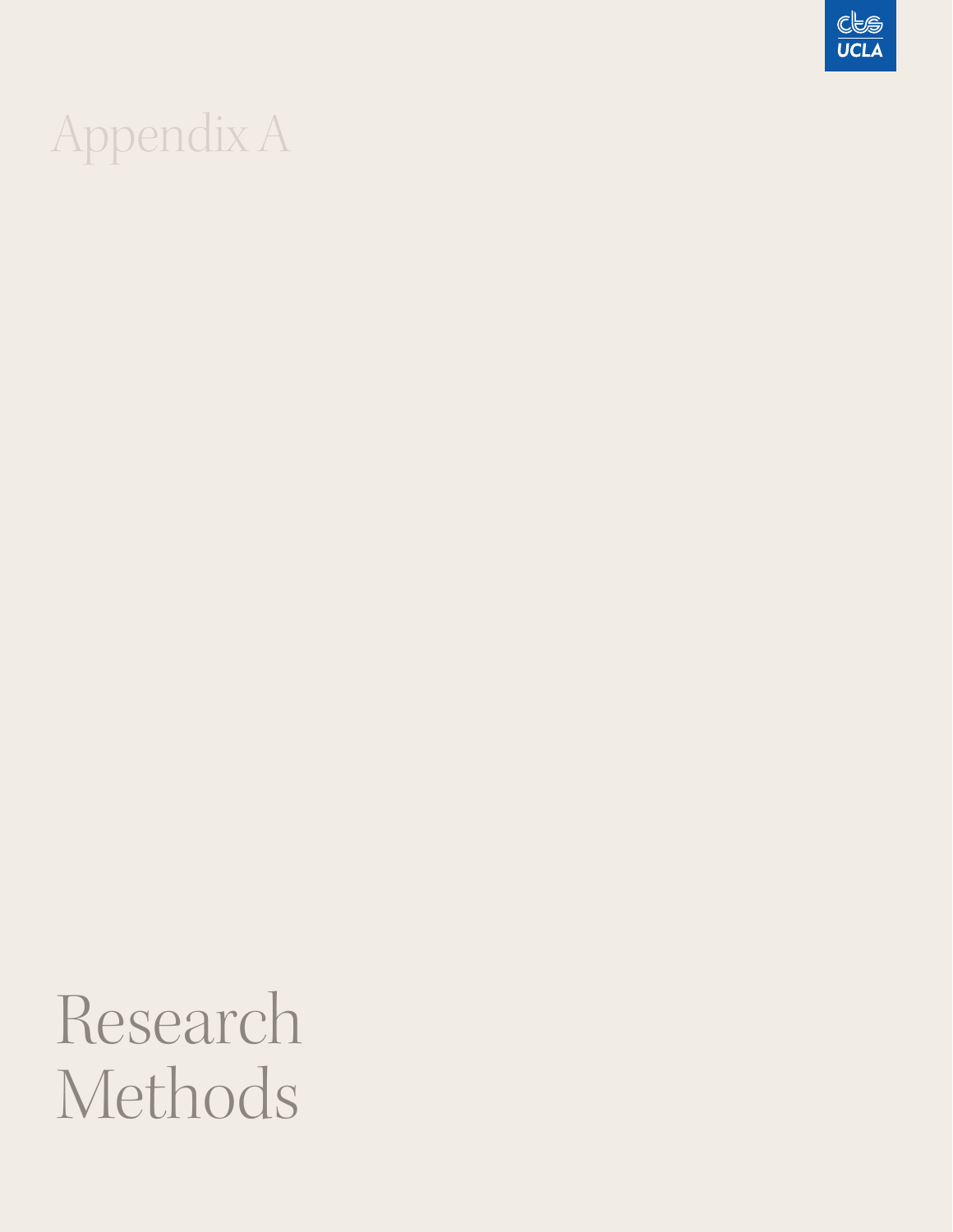# Appendix A

# Research Methods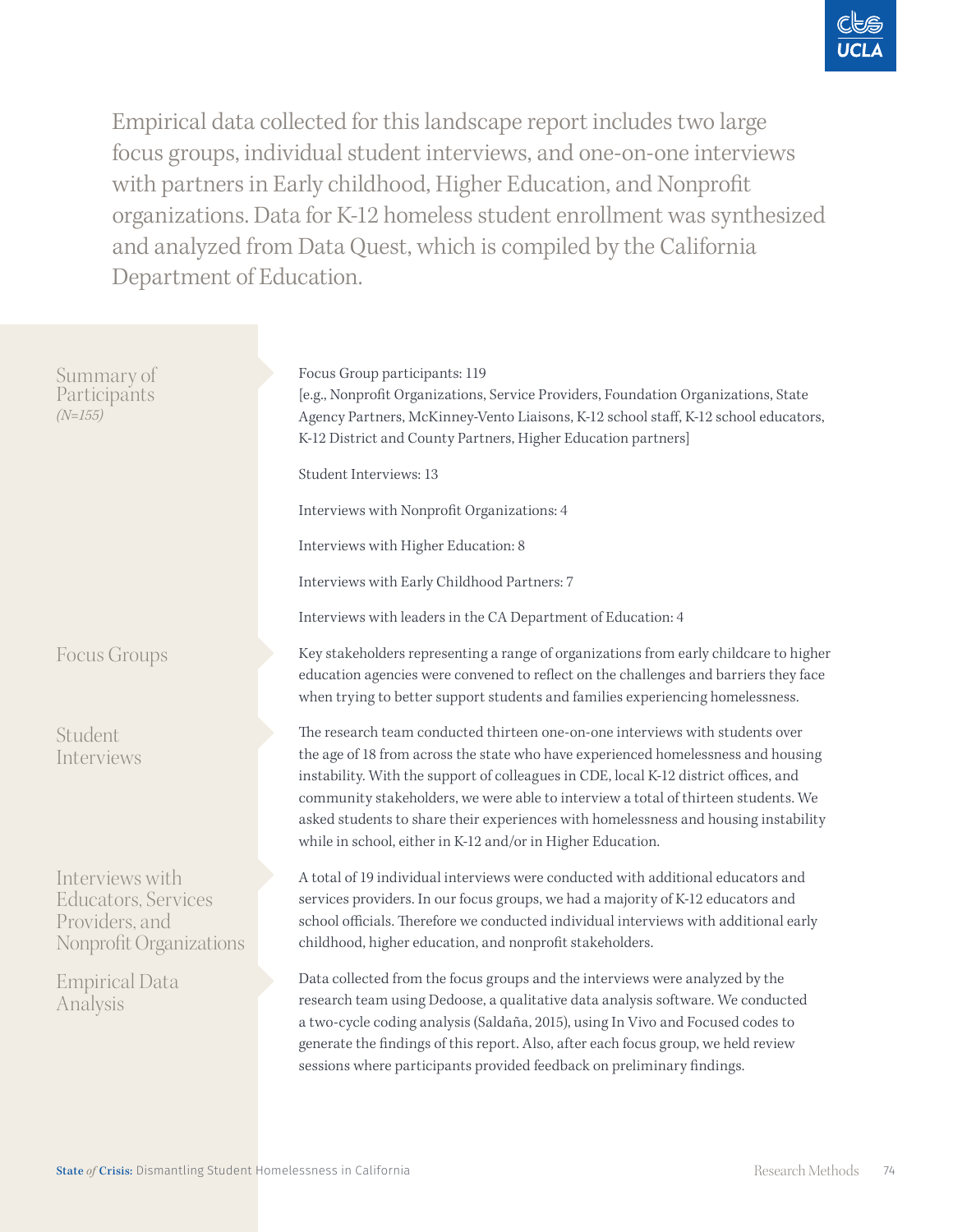Empirical data collected for this landscape report includes two large focus groups, individual student interviews, and one-on-one interviews with partners in Early childhood, Higher Education, and Nonprofit organizations. Data for K-12 homeless student enrollment was synthesized and analyzed from Data Quest, which is compiled by the California Department of Education.

## Summary of Participants

*(N=155)*

Focus Group participants: 119
[e.g., Nonprofit Organizations, Service Providers, Foundation Organizations, State Agency Partners, McKinney-Vento Liaisons, K-12 school staff, K-12 school educators, K-12 District and County Partners, Higher Education partners]

Student Interviews: 13

Interviews with Nonprofit Organizations: 4

Interviews with Higher Education: 8

Interviews with Early Childhood Partners: 7

Interviews with leaders in the CA Department of Education: 4

## Focus Groups

Key stakeholders representing a range of organizations from early childcare to higher education agencies were convened to reflect on the challenges and barriers they face when trying to better support students and families experiencing homelessness.

## Student Interviews

The research team conducted thirteen one-on-one interviews with students over the age of 18 from across the state who have experienced homelessness and housing instability. With the support of colleagues in CDE, local K-12 district offices, and community stakeholders, we were able to interview a total of thirteen students. We asked students to share their experiences with homelessness and housing instability while in school, either in K-12 and/or in Higher Education.

## Interviews with Educators, Services Providers, and Nonprofit Organizations

A total of 19 individual interviews were conducted with additional educators and services providers. In our focus groups, we had a majority of K-12 educators and school officials. Therefore we conducted individual interviews with additional early childhood, higher education, and nonprofit stakeholders.

## Empirical Data Analysis

Data collected from the focus groups and the interviews were analyzed by the research team using Dedoose, a qualitative data analysis software. We conducted a two-cycle coding analysis (Saldaña, 2015), using In Vivo and Focused codes to generate the findings of this report. Also, after each focus group, we held review sessions where participants provided feedback on preliminary findings.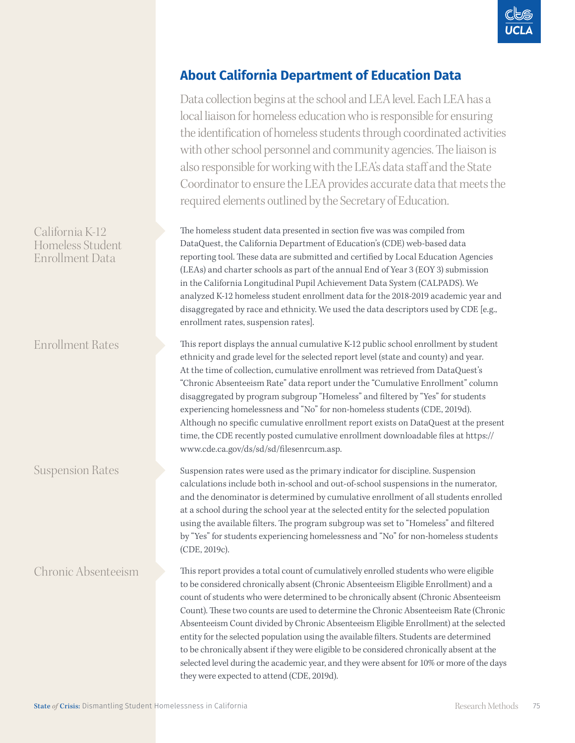## About California Department of Education Data

Data collection begins at the school and LEA level. Each LEA has a local liaison for homeless education who is responsible for ensuring the identification of homeless students through coordinated activities with other school personnel and community agencies. The liaison is also responsible for working with the LEA's data staff and the State Coordinator to ensure the LEA provides accurate data that meets the required elements outlined by the Secretary of Education.

### California K-12 Homeless Student Enrollment Data

The homeless student data presented in section five was was compiled from DataQuest, the California Department of Education's (CDE) web-based data reporting tool. These data are submitted and certified by Local Education Agencies (LEAs) and charter schools as part of the annual End of Year 3 (EOY 3) submission in the California Longitudinal Pupil Achievement Data System (CALPADS). We analyzed K-12 homeless student enrollment data for the 2018-2019 academic year and disaggregated by race and ethnicity. We used the data descriptors used by CDE [e.g., enrollment rates, suspension rates].

### Enrollment Rates

This report displays the annual cumulative K-12 public school enrollment by student ethnicity and grade level for the selected report level (state and county) and year. At the time of collection, cumulative enrollment was retrieved from DataQuest's "Chronic Absenteeism Rate" data report under the "Cumulative Enrollment" column disaggregated by program subgroup "Homeless" and filtered by "Yes" for students experiencing homelessness and "No" for non-homeless students (CDE, 2019d). Although no specific cumulative enrollment report exists on DataQuest at the present time, the CDE recently posted cumulative enrollment downloadable files at https://www.cde.ca.gov/ds/sd/sd/filesenrcum.asp.

### Suspension Rates

Suspension rates were used as the primary indicator for discipline. Suspension calculations include both in-school and out-of-school suspensions in the numerator, and the denominator is determined by cumulative enrollment of all students enrolled at a school during the school year at the selected entity for the selected population using the available filters. The program subgroup was set to "Homeless" and filtered by "Yes" for students experiencing homelessness and "No" for non-homeless students (CDE, 2019c).

### Chronic Absenteeism

This report provides a total count of cumulatively enrolled students who were eligible to be considered chronically absent (Chronic Absenteeism Eligible Enrollment) and a count of students who were determined to be chronically absent (Chronic Absenteeism Count). These two counts are used to determine the Chronic Absenteeism Rate (Chronic Absenteeism Count divided by Chronic Absenteeism Eligible Enrollment) at the selected entity for the selected population using the available filters. Students are determined to be chronically absent if they were eligible to be considered chronically absent at the selected level during the academic year, and they were absent for 10% or more of the days they were expected to attend (CDE, 2019d).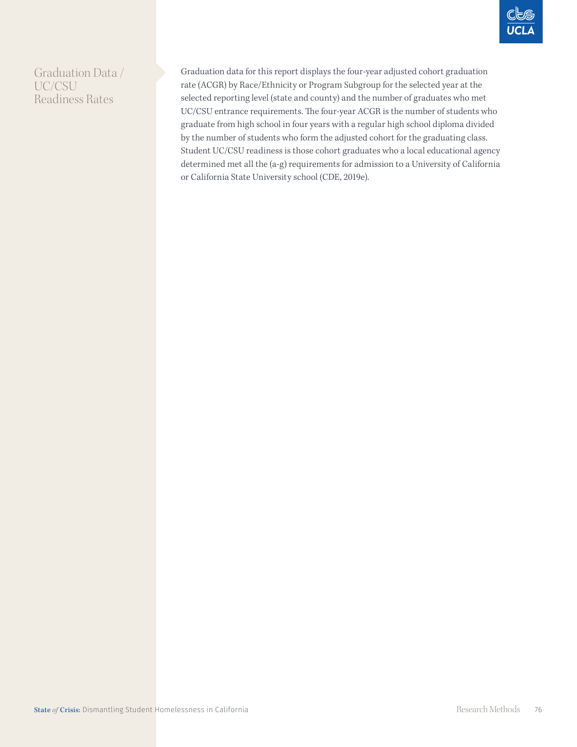## Graduation Data / UC/CSU Readiness Rates

Graduation data for this report displays the four-year adjusted cohort graduation rate (ACGR) by Race/Ethnicity or Program Subgroup for the selected year at the selected reporting level (state and county) and the number of graduates who met UC/CSU entrance requirements. The four-year ACGR is the number of students who graduate from high school in four years with a regular high school diploma divided by the number of students who form the adjusted cohort for the graduating class. Student UC/CSU readiness is those cohort graduates who a local educational agency determined met all the (a-g) requirements for admission to a University of California or California State University school (CDE, 2019e).